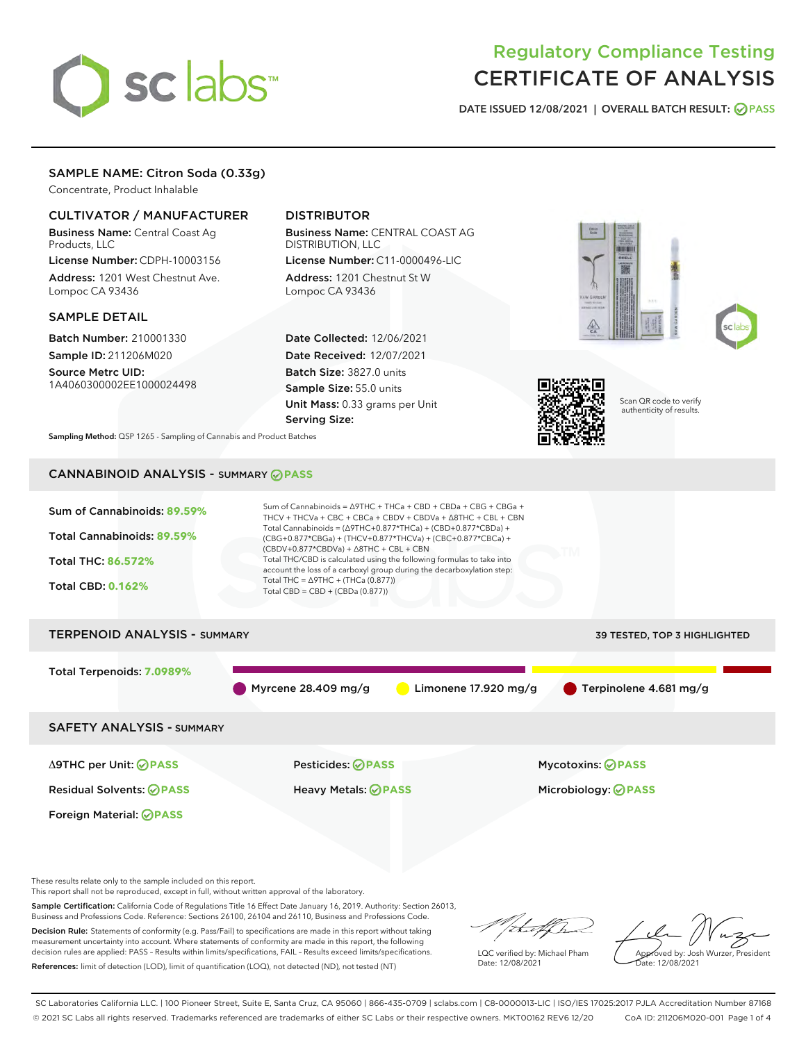# Regulatory Compliance Testing
# CERTIFICATE OF ANALYSIS

DATE ISSUED 12/08/2021 | OVERALL BATCH RESULT: PASS

## SAMPLE NAME: Citron Soda (0.33g)

Concentrate, Product Inhalable

### CULTIVATOR / MANUFACTURER

**Business Name:** Central Coast Ag Products, LLC

**License Number:** CDPH-10003156

**Address:** 1201 West Chestnut Ave. Lompoc CA 93436

### DISTRIBUTOR

**Business Name:** CENTRAL COAST AG DISTRIBUTION, LLC

**License Number:** C11-0000496-LIC

**Address:** 1201 Chestnut St W Lompoc CA 93436

### SAMPLE DETAIL

**Batch Number:** 210001330

**Sample ID:** 211206M020

**Source Metrc UID:** 1A4060300002EE1000024498

**Date Collected:** 12/06/2021

**Date Received:** 12/07/2021

**Batch Size:** 3827.0 units

**Sample Size:** 55.0 units

**Unit Mass:** 0.33 grams per Unit

**Serving Size:**

Scan QR code to verify authenticity of results.

**Sampling Method:** QSP 1265 - Sampling of Cannabis and Product Batches

## CANNABINOID ANALYSIS - SUMMARY PASS

Sum of Cannabinoids: **89.59%**

Total Cannabinoids: **89.59%**

Total THC: **86.572%**

Total CBD: **0.162%**

Sum of Cannabinoids = Δ9THC + THCa + CBD + CBDa + CBG + CBGa + THCV + THCVa + CBC + CBCa + CBDV + CBDVa + Δ8THC + CBL + CBN

Total Cannabinoids = (Δ9THC+0.877*THCa) + (CBD+0.877*CBDa) + (CBG+0.877*CBGa) + (THCV+0.877*THCVa) + (CBC+0.877*CBCa) + (CBDV+0.877*CBDVa) + Δ8THC + CBL + CBN

Total THC/CBD is calculated using the following formulas to take into account the loss of a carboxyl group during the decarboxylation step:

Total THC = Δ9THC + (THCa (0.877))

Total CBD = CBD + (CBDa (0.877))

## TERPENOID ANALYSIS - SUMMARY

39 TESTED, TOP 3 HIGHLIGHTED

Total Terpenoids: **7.0989%**

Myrcene 28.409 mg/g | Limonene 17.920 mg/g | Terpinolene 4.681 mg/g

## SAFETY ANALYSIS - SUMMARY

| | | |
|---|---|---|
| Δ9THC per Unit: PASS | Pesticides: PASS | Mycotoxins: PASS |
| Residual Solvents: PASS | Heavy Metals: PASS | Microbiology: PASS |
| Foreign Material: PASS | | |

These results relate only to the sample included on this report.
This report shall not be reproduced, except in full, without written approval of the laboratory.

**Sample Certification:** California Code of Regulations Title 16 Effect Date January 16, 2019. Authority: Section 26013, Business and Professions Code. Reference: Sections 26100, 26104 and 26110, Business and Professions Code.

**Decision Rule:** Statements of conformity (e.g. Pass/Fail) to specifications are made in this report without taking measurement uncertainty into account. Where statements of conformity are made in this report, the following decision rules are applied: PASS - Results within limits/specifications, FAIL - Results exceed limits/specifications.

**References:** limit of detection (LOD), limit of quantification (LOQ), not detected (ND), not tested (NT)

LQC verified by: Michael Pham
Date: 12/08/2021

Approved by: Josh Wurzer, President
Date: 12/08/2021

SC Laboratories California LLC. | 100 Pioneer Street, Suite E, Santa Cruz, CA 95060 | 866-435-0709 | sclabs.com | C8-0000013-LIC | ISO/IES 17025:2017 PJLA Accreditation Number 87168
© 2021 SC Labs all rights reserved. Trademarks referenced are trademarks of either SC Labs or their respective owners. MKT00162 REV6 12/20 CoA ID: 211206M020-001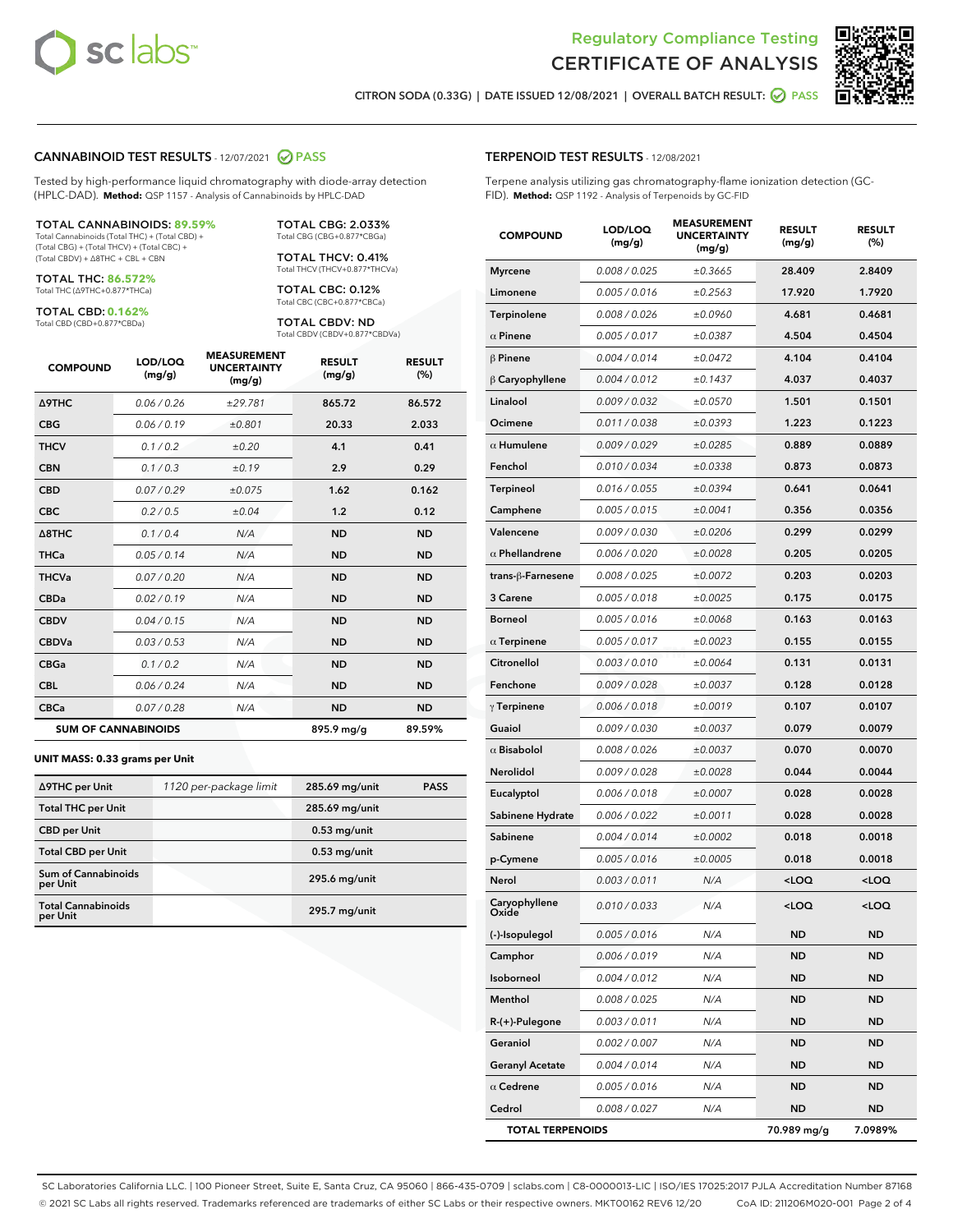Regulatory Compliance Testing
# CERTIFICATE OF ANALYSIS

CITRON SODA (0.33G) | DATE ISSUED 12/08/2021 | OVERALL BATCH RESULT: PASS

## CANNABINOID TEST RESULTS - 12/07/2021 PASS

Tested by high-performance liquid chromatography with diode-array detection (HPLC-DAD). **Method:** QSP 1157 - Analysis of Cannabinoids by HPLC-DAD

**TOTAL CANNABINOIDS: 89.59%**
Total Cannabinoids (Total THC) + (Total CBD) + (Total CBG) + (Total THCV) + (Total CBC) + (Total CBDV) + Δ8THC + CBL + CBN

**TOTAL THC: 86.572%**
Total THC (Δ9THC+0.877*THCa)

**TOTAL CBD: 0.162%**
Total CBD (CBD+0.877*CBDa)

**TOTAL CBG: 2.033%**
Total CBG (CBG+0.877*CBGa)

**TOTAL THCV: 0.41%**
Total THCV (THCV+0.877*THCVa)

**TOTAL CBC: 0.12%**
Total CBC (CBC+0.877*CBCa)

**TOTAL CBDV: ND**
Total CBDV (CBDV+0.877*CBDVa)

| COMPOUND | LOD/LOQ (mg/g) | MEASUREMENT UNCERTAINTY (mg/g) | RESULT (mg/g) | RESULT (%) |
|---|---|---|---|---|
| Δ9THC | 0.06 / 0.26 | ±29.781 | 865.72 | 86.572 |
| CBG | 0.06 / 0.19 | ±0.801 | 20.33 | 2.033 |
| THCV | 0.1 / 0.2 | ±0.20 | 4.1 | 0.41 |
| CBN | 0.1 / 0.3 | ±0.19 | 2.9 | 0.29 |
| CBD | 0.07 / 0.29 | ±0.075 | 1.62 | 0.162 |
| CBC | 0.2 / 0.5 | ±0.04 | 1.2 | 0.12 |
| Δ8THC | 0.1 / 0.4 | N/A | ND | ND |
| THCa | 0.05 / 0.14 | N/A | ND | ND |
| THCVa | 0.07 / 0.20 | N/A | ND | ND |
| CBDa | 0.02 / 0.19 | N/A | ND | ND |
| CBDV | 0.04 / 0.15 | N/A | ND | ND |
| CBDVa | 0.03 / 0.53 | N/A | ND | ND |
| CBGa | 0.1 / 0.2 | N/A | ND | ND |
| CBL | 0.06 / 0.24 | N/A | ND | ND |
| CBCa | 0.07 / 0.28 | N/A | ND | ND |
| **SUM OF CANNABINOIDS** | | | 895.9 mg/g | 89.59% |

**UNIT MASS: 0.33 grams per Unit**

| | | | |
|---|---|---|---|
| Δ9THC per Unit | 1120 per-package limit | 285.69 mg/unit | PASS |
| Total THC per Unit | | 285.69 mg/unit | |
| CBD per Unit | | 0.53 mg/unit | |
| Total CBD per Unit | | 0.53 mg/unit | |
| Sum of Cannabinoids per Unit | | 295.6 mg/unit | |
| Total Cannabinoids per Unit | | 295.7 mg/unit | |

## TERPENOID TEST RESULTS - 12/08/2021

Terpene analysis utilizing gas chromatography-flame ionization detection (GC-FID). **Method:** QSP 1192 - Analysis of Terpenoids by GC-FID

| COMPOUND | LOD/LOQ (mg/g) | MEASUREMENT UNCERTAINTY (mg/g) | RESULT (mg/g) | RESULT (%) |
|---|---|---|---|---|
| Myrcene | 0.008 / 0.025 | ±0.3665 | 28.409 | 2.8409 |
| Limonene | 0.005 / 0.016 | ±0.2563 | 17.920 | 1.7920 |
| Terpinolene | 0.008 / 0.026 | ±0.0960 | 4.681 | 0.4681 |
| α Pinene | 0.005 / 0.017 | ±0.0387 | 4.504 | 0.4504 |
| β Pinene | 0.004 / 0.014 | ±0.0472 | 4.104 | 0.4104 |
| β Caryophyllene | 0.004 / 0.012 | ±0.1437 | 4.037 | 0.4037 |
| Linalool | 0.009 / 0.032 | ±0.0570 | 1.501 | 0.1501 |
| Ocimene | 0.011 / 0.038 | ±0.0393 | 1.223 | 0.1223 |
| α Humulene | 0.009 / 0.029 | ±0.0285 | 0.889 | 0.0889 |
| Fenchol | 0.010 / 0.034 | ±0.0338 | 0.873 | 0.0873 |
| Terpineol | 0.016 / 0.055 | ±0.0394 | 0.641 | 0.0641 |
| Camphene | 0.005 / 0.015 | ±0.0041 | 0.356 | 0.0356 |
| Valencene | 0.009 / 0.030 | ±0.0206 | 0.299 | 0.0299 |
| α Phellandrene | 0.006 / 0.020 | ±0.0028 | 0.205 | 0.0205 |
| trans-β-Farnesene | 0.008 / 0.025 | ±0.0072 | 0.203 | 0.0203 |
| 3 Carene | 0.005 / 0.018 | ±0.0025 | 0.175 | 0.0175 |
| Borneol | 0.005 / 0.016 | ±0.0068 | 0.163 | 0.0163 |
| α Terpinene | 0.005 / 0.017 | ±0.0023 | 0.155 | 0.0155 |
| Citronellol | 0.003 / 0.010 | ±0.0064 | 0.131 | 0.0131 |
| Fenchone | 0.009 / 0.028 | ±0.0037 | 0.128 | 0.0128 |
| γ Terpinene | 0.006 / 0.018 | ±0.0019 | 0.107 | 0.0107 |
| Guaiol | 0.009 / 0.030 | ±0.0037 | 0.079 | 0.0079 |
| α Bisabolol | 0.008 / 0.026 | ±0.0037 | 0.070 | 0.0070 |
| Nerolidol | 0.009 / 0.028 | ±0.0028 | 0.044 | 0.0044 |
| Eucalyptol | 0.006 / 0.018 | ±0.0007 | 0.028 | 0.0028 |
| Sabinene Hydrate | 0.006 / 0.022 | ±0.0011 | 0.028 | 0.0028 |
| Sabinene | 0.004 / 0.014 | ±0.0002 | 0.018 | 0.0018 |
| p-Cymene | 0.005 / 0.016 | ±0.0005 | 0.018 | 0.0018 |
| Nerol | 0.003 / 0.011 | N/A | <LOQ | <LOQ |
| Caryophyllene Oxide | 0.010 / 0.033 | N/A | <LOQ | <LOQ |
| (-)-Isopulegol | 0.005 / 0.016 | N/A | ND | ND |
| Camphor | 0.006 / 0.019 | N/A | ND | ND |
| Isoborneol | 0.004 / 0.012 | N/A | ND | ND |
| Menthol | 0.008 / 0.025 | N/A | ND | ND |
| R-(+)-Pulegone | 0.003 / 0.011 | N/A | ND | ND |
| Geraniol | 0.002 / 0.007 | N/A | ND | ND |
| Geranyl Acetate | 0.004 / 0.014 | N/A | ND | ND |
| α Cedrene | 0.005 / 0.016 | N/A | ND | ND |
| Cedrol | 0.008 / 0.027 | N/A | ND | ND |
| **TOTAL TERPENOIDS** | | | 70.989 mg/g | 7.0989% |

SC Laboratories California LLC. | 100 Pioneer Street, Suite E, Santa Cruz, CA 95060 | 866-435-0709 | sclabs.com | C8-0000013-LIC | ISO/IES 17025:2017 PJLA Accreditation Number 87168
© 2021 SC Labs all rights reserved. Trademarks referenced are trademarks of either SC Labs or their respective owners. MKT00162 REV6 12/20 CoA ID: 211206M020-001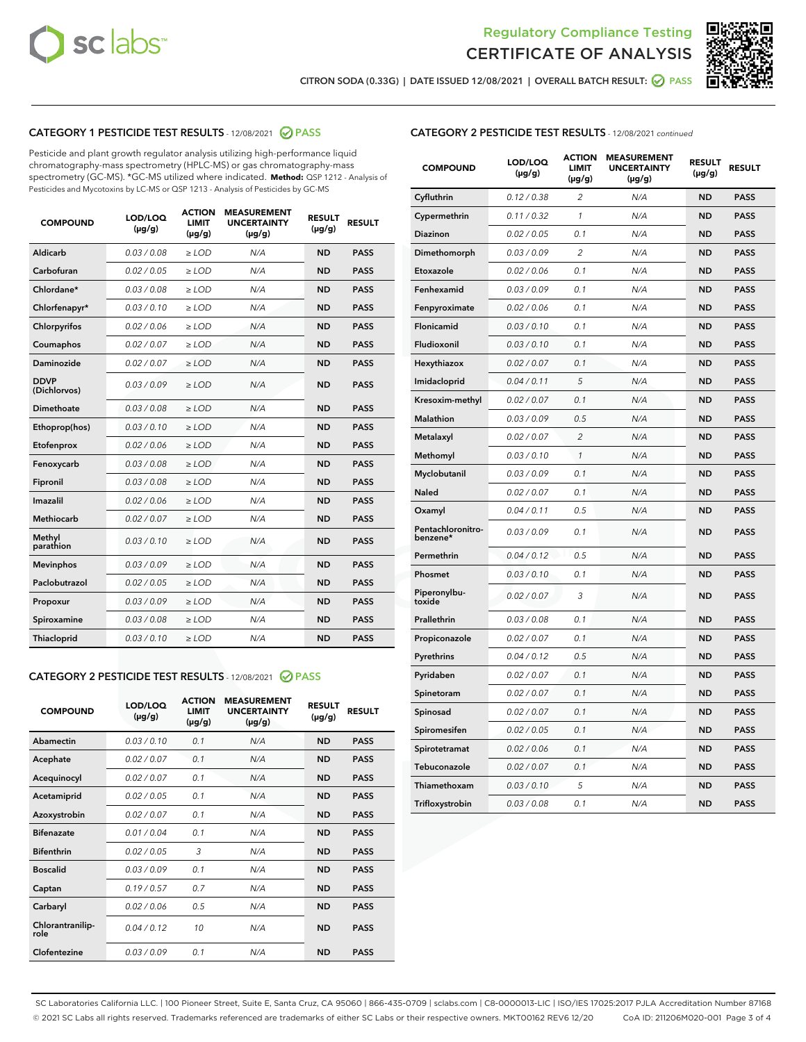Regulatory Compliance Testing
CERTIFICATE OF ANALYSIS

CITRON SODA (0.33G) | DATE ISSUED 12/08/2021 | OVERALL BATCH RESULT: PASS

## CATEGORY 1 PESTICIDE TEST RESULTS - 12/08/2021 PASS

Pesticide and plant growth regulator analysis utilizing high-performance liquid chromatography-mass spectrometry (HPLC-MS) or gas chromatography-mass spectrometry (GC-MS). *GC-MS utilized where indicated. **Method:** QSP 1212 - Analysis of Pesticides and Mycotoxins by LC-MS or QSP 1213 - Analysis of Pesticides by GC-MS

| COMPOUND | LOD/LOQ (µg/g) | ACTION LIMIT (µg/g) | MEASUREMENT UNCERTAINTY (µg/g) | RESULT (µg/g) | RESULT |
|---|---|---|---|---|---|
| Aldicarb | 0.03 / 0.08 | ≥ LOD | N/A | ND | PASS |
| Carbofuran | 0.02 / 0.05 | ≥ LOD | N/A | ND | PASS |
| Chlordane* | 0.03 / 0.08 | ≥ LOD | N/A | ND | PASS |
| Chlorfenapyr* | 0.03 / 0.10 | ≥ LOD | N/A | ND | PASS |
| Chlorpyrifos | 0.02 / 0.06 | ≥ LOD | N/A | ND | PASS |
| Coumaphos | 0.02 / 0.07 | ≥ LOD | N/A | ND | PASS |
| Daminozide | 0.02 / 0.07 | ≥ LOD | N/A | ND | PASS |
| DDVP (Dichlorvos) | 0.03 / 0.09 | ≥ LOD | N/A | ND | PASS |
| Dimethoate | 0.03 / 0.08 | ≥ LOD | N/A | ND | PASS |
| Ethoprop(hos) | 0.03 / 0.10 | ≥ LOD | N/A | ND | PASS |
| Etofenprox | 0.02 / 0.06 | ≥ LOD | N/A | ND | PASS |
| Fenoxycarb | 0.03 / 0.08 | ≥ LOD | N/A | ND | PASS |
| Fipronil | 0.03 / 0.08 | ≥ LOD | N/A | ND | PASS |
| Imazalil | 0.02 / 0.06 | ≥ LOD | N/A | ND | PASS |
| Methiocarb | 0.02 / 0.07 | ≥ LOD | N/A | ND | PASS |
| Methyl parathion | 0.03 / 0.10 | ≥ LOD | N/A | ND | PASS |
| Mevinphos | 0.03 / 0.09 | ≥ LOD | N/A | ND | PASS |
| Paclobutrazol | 0.02 / 0.05 | ≥ LOD | N/A | ND | PASS |
| Propoxur | 0.03 / 0.09 | ≥ LOD | N/A | ND | PASS |
| Spiroxamine | 0.03 / 0.08 | ≥ LOD | N/A | ND | PASS |
| Thiacloprid | 0.03 / 0.10 | ≥ LOD | N/A | ND | PASS |

## CATEGORY 2 PESTICIDE TEST RESULTS - 12/08/2021 PASS

| COMPOUND | LOD/LOQ (µg/g) | ACTION LIMIT (µg/g) | MEASUREMENT UNCERTAINTY (µg/g) | RESULT (µg/g) | RESULT |
|---|---|---|---|---|---|
| Abamectin | 0.03 / 0.10 | 0.1 | N/A | ND | PASS |
| Acephate | 0.02 / 0.07 | 0.1 | N/A | ND | PASS |
| Acequinocyl | 0.02 / 0.07 | 0.1 | N/A | ND | PASS |
| Acetamiprid | 0.02 / 0.05 | 0.1 | N/A | ND | PASS |
| Azoxystrobin | 0.02 / 0.07 | 0.1 | N/A | ND | PASS |
| Bifenazate | 0.01 / 0.04 | 0.1 | N/A | ND | PASS |
| Bifenthrin | 0.02 / 0.05 | 3 | N/A | ND | PASS |
| Boscalid | 0.03 / 0.09 | 0.1 | N/A | ND | PASS |
| Captan | 0.19 / 0.57 | 0.7 | N/A | ND | PASS |
| Carbaryl | 0.02 / 0.06 | 0.5 | N/A | ND | PASS |
| Chlorantraniliprole | 0.04 / 0.12 | 10 | N/A | ND | PASS |
| Clofentezine | 0.03 / 0.09 | 0.1 | N/A | ND | PASS |
| Cyfluthrin | 0.12 / 0.38 | 2 | N/A | ND | PASS |
| Cypermethrin | 0.11 / 0.32 | 1 | N/A | ND | PASS |
| Diazinon | 0.02 / 0.05 | 0.1 | N/A | ND | PASS |
| Dimethomorph | 0.03 / 0.09 | 2 | N/A | ND | PASS |
| Etoxazole | 0.02 / 0.06 | 0.1 | N/A | ND | PASS |
| Fenhexamid | 0.03 / 0.09 | 0.1 | N/A | ND | PASS |
| Fenpyroximate | 0.02 / 0.06 | 0.1 | N/A | ND | PASS |
| Flonicamid | 0.03 / 0.10 | 0.1 | N/A | ND | PASS |
| Fludioxonil | 0.03 / 0.10 | 0.1 | N/A | ND | PASS |
| Hexythiazox | 0.02 / 0.07 | 0.1 | N/A | ND | PASS |
| Imidacloprid | 0.04 / 0.11 | 5 | N/A | ND | PASS |
| Kresoxim-methyl | 0.02 / 0.07 | 0.1 | N/A | ND | PASS |
| Malathion | 0.03 / 0.09 | 0.5 | N/A | ND | PASS |
| Metalaxyl | 0.02 / 0.07 | 2 | N/A | ND | PASS |
| Methomyl | 0.03 / 0.10 | 1 | N/A | ND | PASS |
| Myclobutanil | 0.03 / 0.09 | 0.1 | N/A | ND | PASS |
| Naled | 0.02 / 0.07 | 0.1 | N/A | ND | PASS |
| Oxamyl | 0.04 / 0.11 | 0.5 | N/A | ND | PASS |
| Pentachloronitrobenzene* | 0.03 / 0.09 | 0.1 | N/A | ND | PASS |
| Permethrin | 0.04 / 0.12 | 0.5 | N/A | ND | PASS |
| Phosmet | 0.03 / 0.10 | 0.1 | N/A | ND | PASS |
| Piperonylbutoxide | 0.02 / 0.07 | 3 | N/A | ND | PASS |
| Prallethrin | 0.03 / 0.08 | 0.1 | N/A | ND | PASS |
| Propiconazole | 0.02 / 0.07 | 0.1 | N/A | ND | PASS |
| Pyrethrins | 0.04 / 0.12 | 0.5 | N/A | ND | PASS |
| Pyridaben | 0.02 / 0.07 | 0.1 | N/A | ND | PASS |
| Spinetoram | 0.02 / 0.07 | 0.1 | N/A | ND | PASS |
| Spinosad | 0.02 / 0.07 | 0.1 | N/A | ND | PASS |
| Spiromesifen | 0.02 / 0.05 | 0.1 | N/A | ND | PASS |
| Spirotetramat | 0.02 / 0.06 | 0.1 | N/A | ND | PASS |
| Tebuconazole | 0.02 / 0.07 | 0.1 | N/A | ND | PASS |
| Thiamethoxam | 0.03 / 0.10 | 5 | N/A | ND | PASS |
| Trifloxystrobin | 0.03 / 0.08 | 0.1 | N/A | ND | PASS |

SC Laboratories California LLC. | 100 Pioneer Street, Suite E, Santa Cruz, CA 95060 | 866-435-0709 | sclabs.com | C8-0000013-LIC | ISO/IES 17025:2017 PJLA Accreditation Number 87168
© 2021 SC Labs all rights reserved. Trademarks referenced are trademarks of either SC Labs or their respective owners. MKT00162 REV6 12/20 CoA ID: 211206M020-001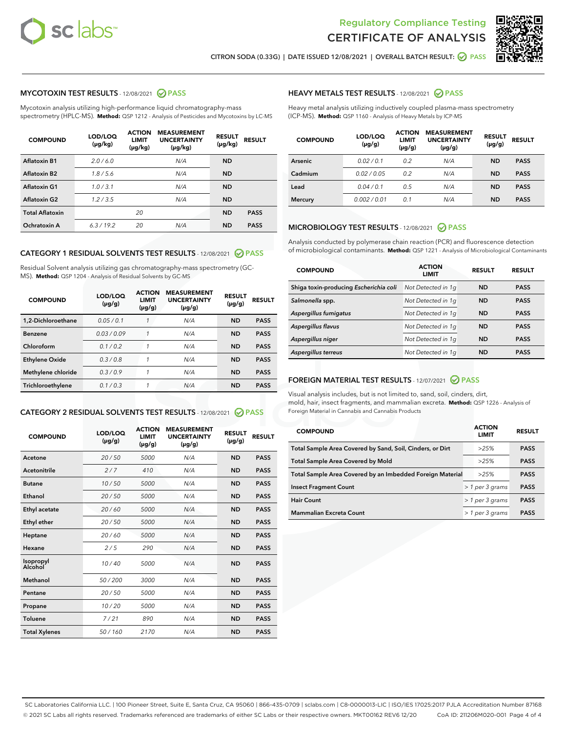Regulatory Compliance Testing
# CERTIFICATE OF ANALYSIS

CITRON SODA (0.33G) | DATE ISSUED 12/08/2021 | OVERALL BATCH RESULT: PASS

## MYCOTOXIN TEST RESULTS - 12/08/2021 PASS

Mycotoxin analysis utilizing high-performance liquid chromatography-mass spectrometry (HPLC-MS). **Method:** QSP 1212 - Analysis of Pesticides and Mycotoxins by LC-MS

| COMPOUND | LOD/LOQ (μg/kg) | ACTION LIMIT (μg/kg) | MEASUREMENT UNCERTAINTY (μg/kg) | RESULT (μg/kg) | RESULT |
|---|---|---|---|---|---|
| Aflatoxin B1 | 2.0 / 6.0 | | N/A | ND | |
| Aflatoxin B2 | 1.8 / 5.6 | | N/A | ND | |
| Aflatoxin G1 | 1.0 / 3.1 | | N/A | ND | |
| Aflatoxin G2 | 1.2 / 3.5 | | N/A | ND | |
| Total Aflatoxin | | 20 | | ND | PASS |
| Ochratoxin A | 6.3 / 19.2 | 20 | N/A | ND | PASS |

## CATEGORY 1 RESIDUAL SOLVENTS TEST RESULTS - 12/08/2021 PASS

Residual Solvent analysis utilizing gas chromatography-mass spectrometry (GC-MS). **Method:** QSP 1204 - Analysis of Residual Solvents by GC-MS

| COMPOUND | LOD/LOQ (μg/g) | ACTION LIMIT (μg/g) | MEASUREMENT UNCERTAINTY (μg/g) | RESULT (μg/g) | RESULT |
|---|---|---|---|---|---|
| 1,2-Dichloroethane | 0.05 / 0.1 | 1 | N/A | ND | PASS |
| Benzene | 0.03 / 0.09 | 1 | N/A | ND | PASS |
| Chloroform | 0.1 / 0.2 | 1 | N/A | ND | PASS |
| Ethylene Oxide | 0.3 / 0.8 | 1 | N/A | ND | PASS |
| Methylene chloride | 0.3 / 0.9 | 1 | N/A | ND | PASS |
| Trichloroethylene | 0.1 / 0.3 | 1 | N/A | ND | PASS |

## CATEGORY 2 RESIDUAL SOLVENTS TEST RESULTS - 12/08/2021 PASS

| COMPOUND | LOD/LOQ (μg/g) | ACTION LIMIT (μg/g) | MEASUREMENT UNCERTAINTY (μg/g) | RESULT (μg/g) | RESULT |
|---|---|---|---|---|---|
| Acetone | 20 / 50 | 5000 | N/A | ND | PASS |
| Acetonitrile | 2 / 7 | 410 | N/A | ND | PASS |
| Butane | 10 / 50 | 5000 | N/A | ND | PASS |
| Ethanol | 20 / 50 | 5000 | N/A | ND | PASS |
| Ethyl acetate | 20 / 60 | 5000 | N/A | ND | PASS |
| Ethyl ether | 20 / 50 | 5000 | N/A | ND | PASS |
| Heptane | 20 / 60 | 5000 | N/A | ND | PASS |
| Hexane | 2 / 5 | 290 | N/A | ND | PASS |
| Isopropyl Alcohol | 10 / 40 | 5000 | N/A | ND | PASS |
| Methanol | 50 / 200 | 3000 | N/A | ND | PASS |
| Pentane | 20 / 50 | 5000 | N/A | ND | PASS |
| Propane | 10 / 20 | 5000 | N/A | ND | PASS |
| Toluene | 7 / 21 | 890 | N/A | ND | PASS |
| Total Xylenes | 50 / 160 | 2170 | N/A | ND | PASS |

## HEAVY METALS TEST RESULTS - 12/08/2021 PASS

Heavy metal analysis utilizing inductively coupled plasma-mass spectrometry (ICP-MS). **Method:** QSP 1160 - Analysis of Heavy Metals by ICP-MS

| COMPOUND | LOD/LOQ (μg/g) | ACTION LIMIT (μg/g) | MEASUREMENT UNCERTAINTY (μg/g) | RESULT (μg/g) | RESULT |
|---|---|---|---|---|---|
| Arsenic | 0.02 / 0.1 | 0.2 | N/A | ND | PASS |
| Cadmium | 0.02 / 0.05 | 0.2 | N/A | ND | PASS |
| Lead | 0.04 / 0.1 | 0.5 | N/A | ND | PASS |
| Mercury | 0.002 / 0.01 | 0.1 | N/A | ND | PASS |

## MICROBIOLOGY TEST RESULTS - 12/08/2021 PASS

Analysis conducted by polymerase chain reaction (PCR) and fluorescence detection of microbiological contaminants. **Method:** QSP 1221 - Analysis of Microbiological Contaminants

| COMPOUND | ACTION LIMIT | RESULT | RESULT |
|---|---|---|---|
| Shiga toxin-producing *Escherichia coli* | Not Detected in 1g | ND | PASS |
| *Salmonella* spp. | Not Detected in 1g | ND | PASS |
| *Aspergillus fumigatus* | Not Detected in 1g | ND | PASS |
| *Aspergillus flavus* | Not Detected in 1g | ND | PASS |
| *Aspergillus niger* | Not Detected in 1g | ND | PASS |
| *Aspergillus terreus* | Not Detected in 1g | ND | PASS |

## FOREIGN MATERIAL TEST RESULTS - 12/07/2021 PASS

Visual analysis includes, but is not limited to, sand, soil, cinders, dirt, mold, hair, insect fragments, and mammalian excreta. **Method:** QSP 1226 - Analysis of Foreign Material in Cannabis and Cannabis Products

| COMPOUND | ACTION LIMIT | RESULT |
|---|---|---|
| Total Sample Area Covered by Sand, Soil, Cinders, or Dirt | >25% | PASS |
| Total Sample Area Covered by Mold | >25% | PASS |
| Total Sample Area Covered by an Imbedded Foreign Material | >25% | PASS |
| Insect Fragment Count | > 1 per 3 grams | PASS |
| Hair Count | > 1 per 3 grams | PASS |
| Mammalian Excreta Count | > 1 per 3 grams | PASS |

SC Laboratories California LLC. | 100 Pioneer Street, Suite E, Santa Cruz, CA 95060 | 866-435-0709 | sclabs.com | C8-0000013-LIC | ISO/IES 17025:2017 PJLA Accreditation Number 87168
© 2021 SC Labs all rights reserved. Trademarks referenced are trademarks of either SC Labs or their respective owners. MKT00162 REV6 12/20 CoA ID: 211206M020-001